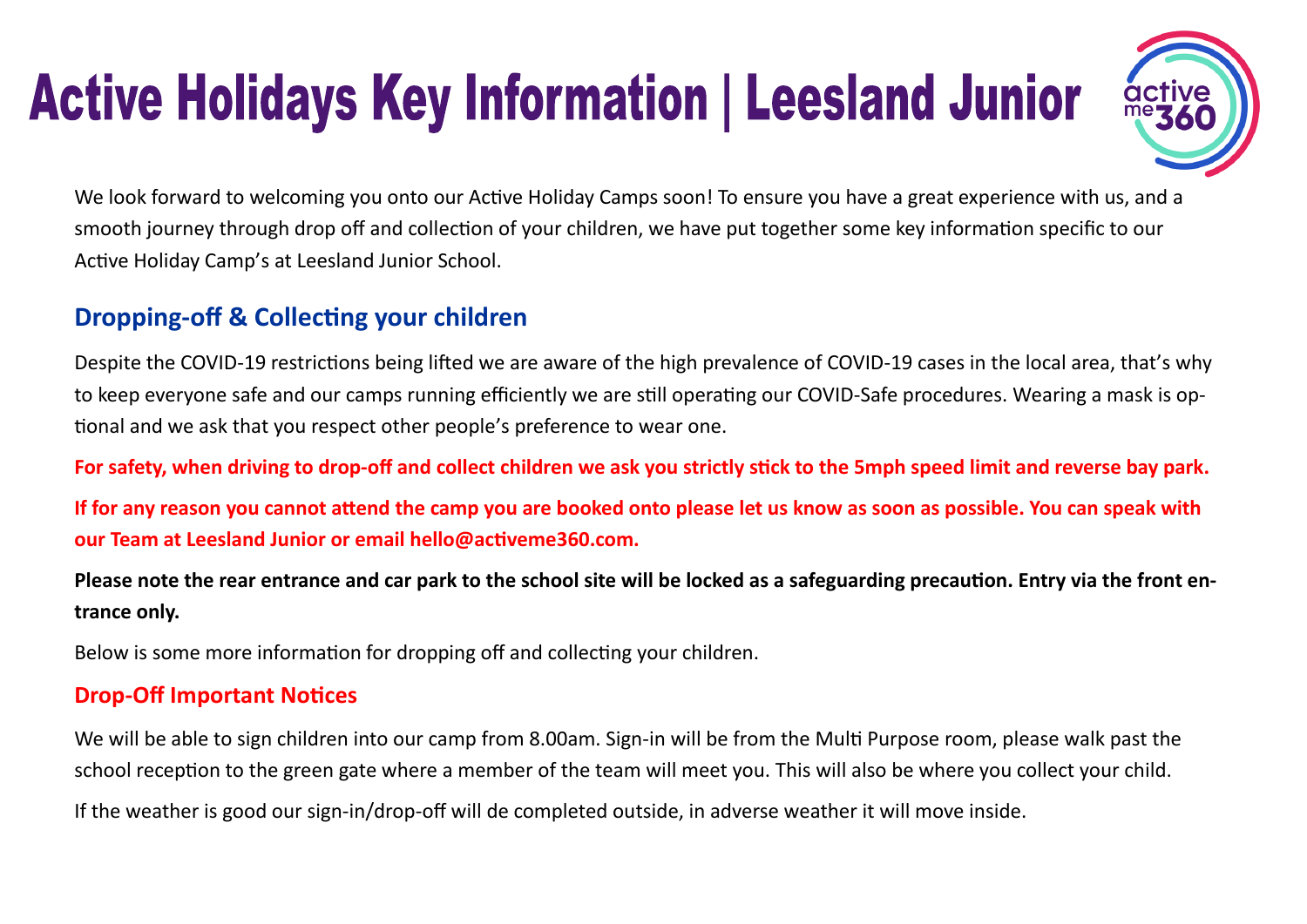# Active Holidays Key Information | Leesland Junior

We look forward to welcoming you onto our Active Holiday Camps soon! To ensure you have a great experience with us, and a smooth journey through drop off and collection of your children, we have put together some key information specific to our Active Holiday Camp's at Leesland Junior School.

## Dropping-off & Collecting your children

Despite the COVID-19 restrictions being lifted we are aware of the high prevalence of COVID-19 cases in the local area, that's why to keep everyone safe and our camps running efficiently we are still operating our COVID-Safe procedures. Wearing a mask is optional and we ask that you respect other people's preference to wear one.

**For safety, when driving to drop-off and collect children we ask you strictly stick to the 5mph speed limit and reverse bay park.**

**If for any reason you cannot attend the camp you are booked onto please let us know as soon as possible. You can speak with our Team at Leesland Junior or email hello@activeme360.com.**

**Please note the rear entrance and car park to the school site will be locked as a safeguarding precaution. Entry via the front entrance only.**

Below is some more information for dropping off and collecting your children.

### Drop-Off Important Notices

We will be able to sign children into our camp from 8.00am. Sign-in will be from the Multi Purpose room, please walk past the school reception to the green gate where a member of the team will meet you. This will also be where you collect your child.

If the weather is good our sign-in/drop-off will de completed outside, in adverse weather it will move inside.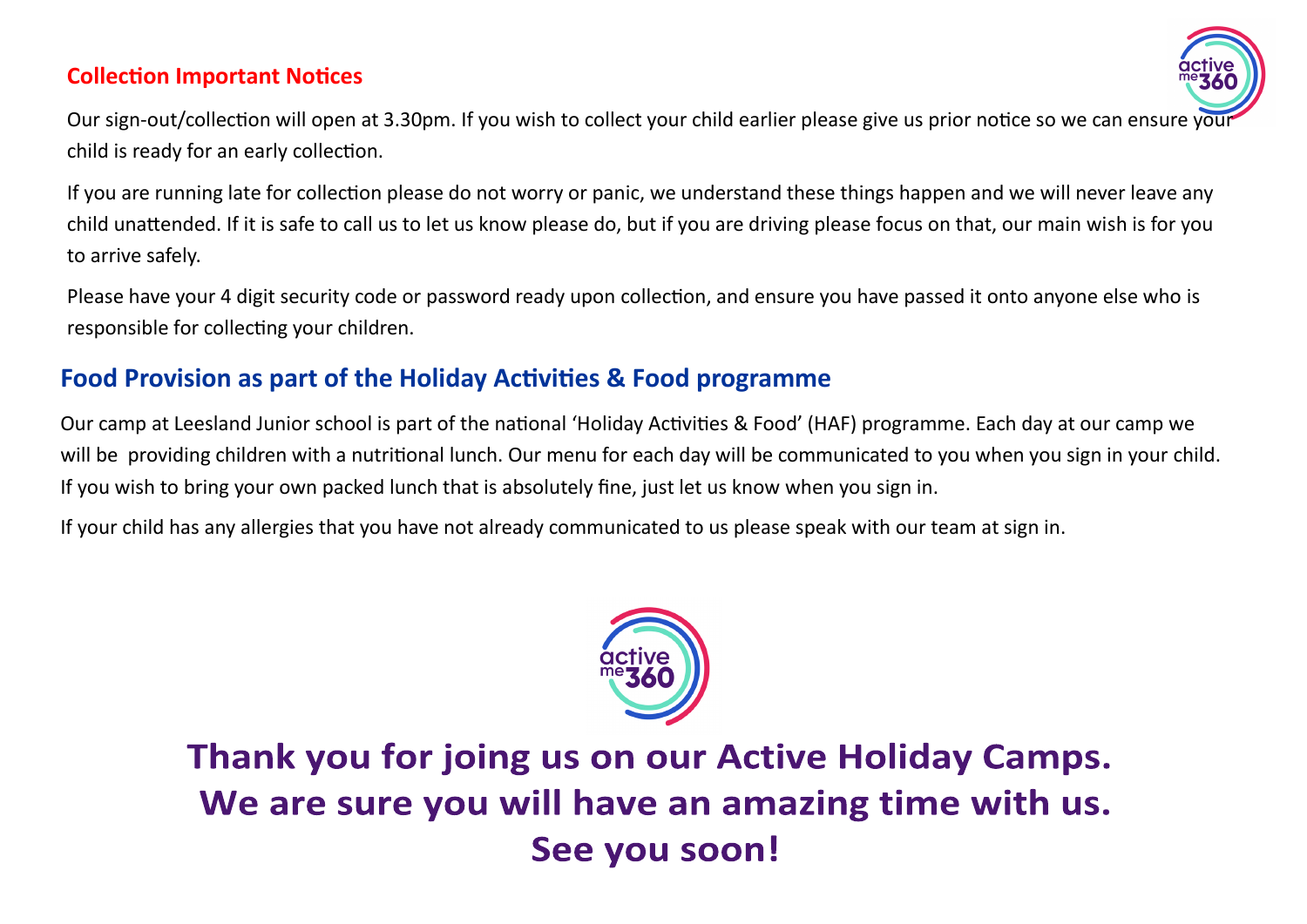## Collection Important Notices

Our sign-out/collection will open at 3.30pm. If you wish to collect your child earlier please give us prior notice so we can ensure your child is ready for an early collection.

If you are running late for collection please do not worry or panic, we understand these things happen and we will never leave any child unattended. If it is safe to call us to let us know please do, but if you are driving please focus on that, our main wish is for you to arrive safely.

Please have your 4 digit security code or password ready upon collection, and ensure you have passed it onto anyone else who is responsible for collecting your children.

## Food Provision as part of the Holiday Activities & Food programme

Our camp at Leesland Junior school is part of the national 'Holiday Activities & Food' (HAF) programme. Each day at our camp we will be providing children with a nutritional lunch. Our menu for each day will be communicated to you when you sign in your child. If you wish to bring your own packed lunch that is absolutely fine, just let us know when you sign in.

If your child has any allergies that you have not already communicated to us please speak with our team at sign in.

**Thank you for joing us on our Active Holiday Camps.**
**We are sure you will have an amazing time with us.**
**See you soon!**